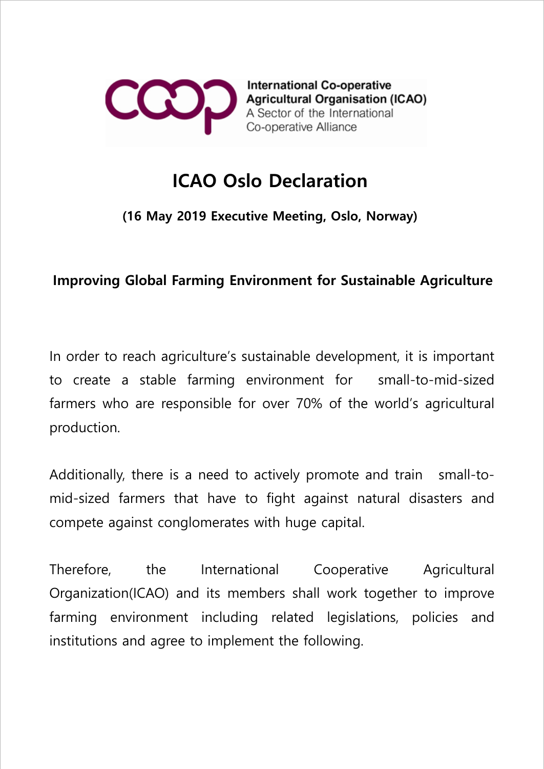International Co-operative Agricultural Organisation (ICAO)
A Sector of the International Co-operative Alliance

# ICAO Oslo Declaration

**(16 May 2019 Executive Meeting, Oslo, Norway)**

## Improving Global Farming Environment for Sustainable Agriculture

In order to reach agriculture's sustainable development, it is important to create a stable farming environment for small-to-mid-sized farmers who are responsible for over 70% of the world's agricultural production.

Additionally, there is a need to actively promote and train small-to-mid-sized farmers that have to fight against natural disasters and compete against conglomerates with huge capital.

Therefore, the International Cooperative Agricultural Organization(ICAO) and its members shall work together to improve farming environment including related legislations, policies and institutions and agree to implement the following.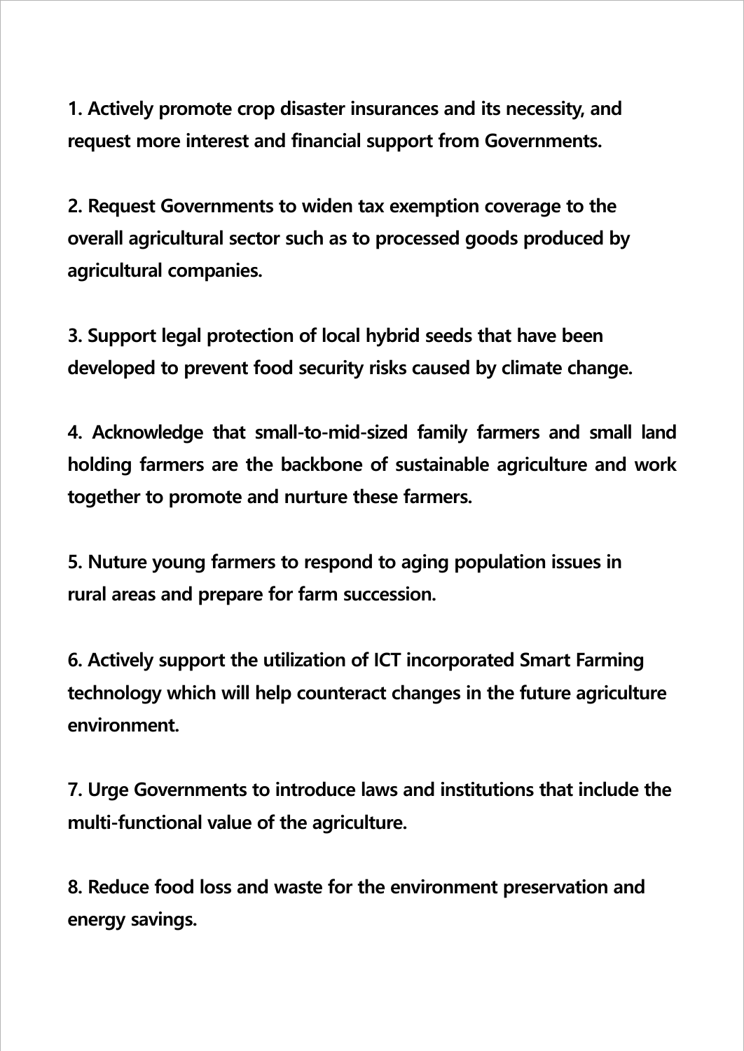**1. Actively promote crop disaster insurances and its necessity, and request more interest and financial support from Governments.**

**2. Request Governments to widen tax exemption coverage to the overall agricultural sector such as to processed goods produced by agricultural companies.**

**3. Support legal protection of local hybrid seeds that have been developed to prevent food security risks caused by climate change.**

**4. Acknowledge that small-to-mid-sized family farmers and small land holding farmers are the backbone of sustainable agriculture and work together to promote and nurture these farmers.**

**5. Nuture young farmers to respond to aging population issues in rural areas and prepare for farm succession.**

**6. Actively support the utilization of ICT incorporated Smart Farming technology which will help counteract changes in the future agriculture environment.**

**7. Urge Governments to introduce laws and institutions that include the multi-functional value of the agriculture.**

**8. Reduce food loss and waste for the environment preservation and energy savings.**